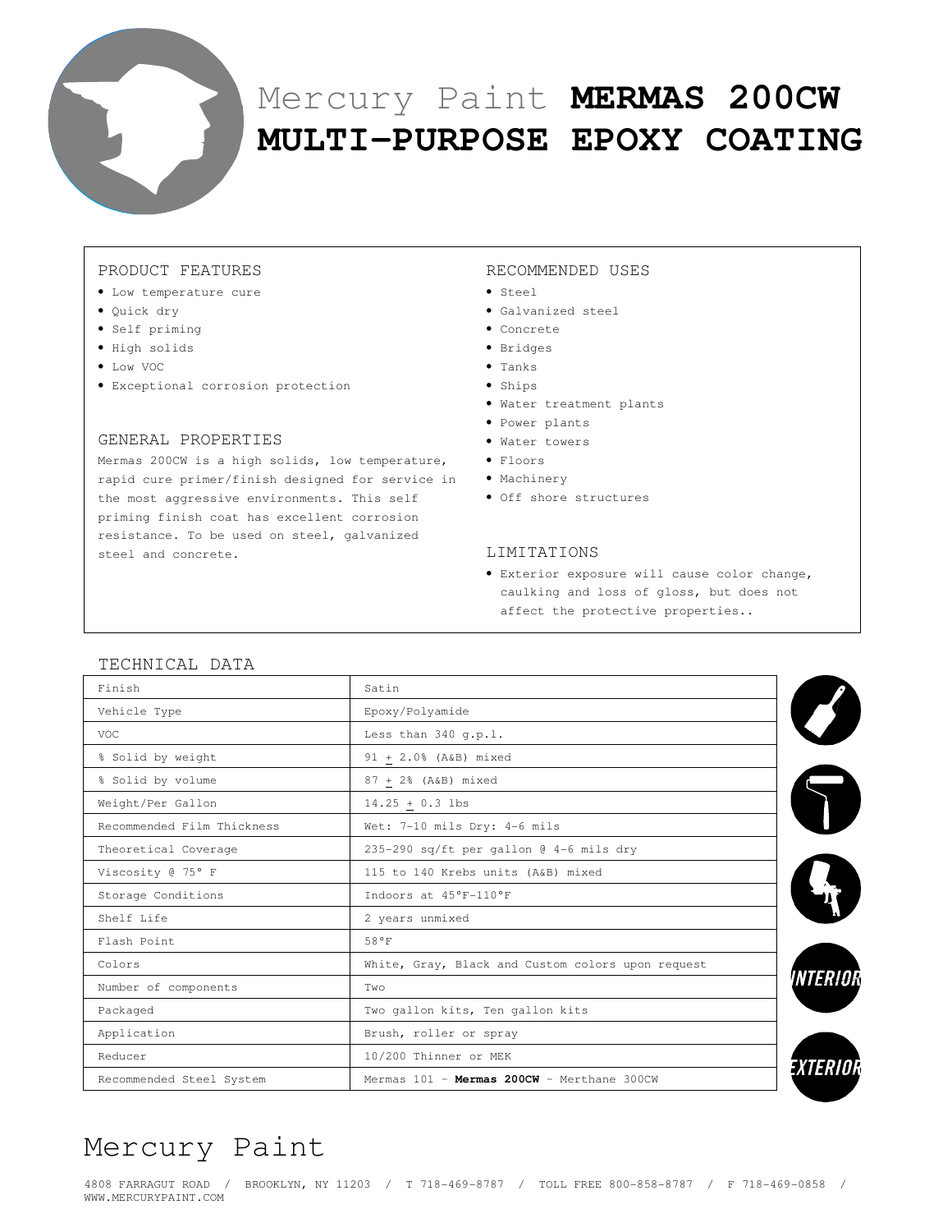# Mercury Paint **MERMAS 200CW MULTI-PURPOSE EPOXY COATING**

## PRODUCT FEATURES

- Low temperature cure
- Quick dry
- Self priming
- High solids
- Low VOC
- Exceptional corrosion protection

## GENERAL PROPERTIES

Mermas 200CW is a high solids, low temperature, rapid cure primer/finish designed for service in the most aggressive environments. This self priming finish coat has excellent corrosion resistance. To be used on steel, galvanized steel and concrete.

## RECOMMENDED USES

- Steel
- Galvanized steel
- Concrete
- Bridges
- Tanks
- Ships
- Water treatment plants
- Power plants
- Water towers
- Floors
- Machinery
- Off shore structures

## LIMITATIONS

- Exterior exposure will cause color change, caulking and loss of gloss, but does not affect the protective properties..

## TECHNICAL DATA

| | |
|---|---|
| Finish | Satin |
| Vehicle Type | Epoxy/Polyamide |
| VOC | Less than 340 g.p.l. |
| % Solid by weight | 91 ± 2.0% (A&B) mixed |
| % Solid by volume | 87 ± 2% (A&B) mixed |
| Weight/Per Gallon | 14.25 ± 0.3 lbs |
| Recommended Film Thickness | Wet: 7-10 mils Dry: 4-6 mils |
| Theoretical Coverage | 235-290 sq/ft per gallon @ 4-6 mils dry |
| Viscosity @ 75° F | 115 to 140 Krebs units (A&B) mixed |
| Storage Conditions | Indoors at 45°F-110°F |
| Shelf Life | 2 years unmixed |
| Flash Point | 58°F |
| Colors | White, Gray, Black and Custom colors upon request |
| Number of components | Two |
| Packaged | Two gallon kits, Ten gallon kits |
| Application | Brush, roller or spray |
| Reducer | 10/200 Thinner or MEK |
| Recommended Steel System | Mermas 101 - **Mermas 200CW** - Merthane 300CW |

INTERIOR

EXTERIOR

Mercury Paint

4808 FARRAGUT ROAD / BROOKLYN, NY 11203 / T 718-469-8787 / TOLL FREE 800-858-8787 / F 718-469-0858 / WWW.MERCURYPAINT.COM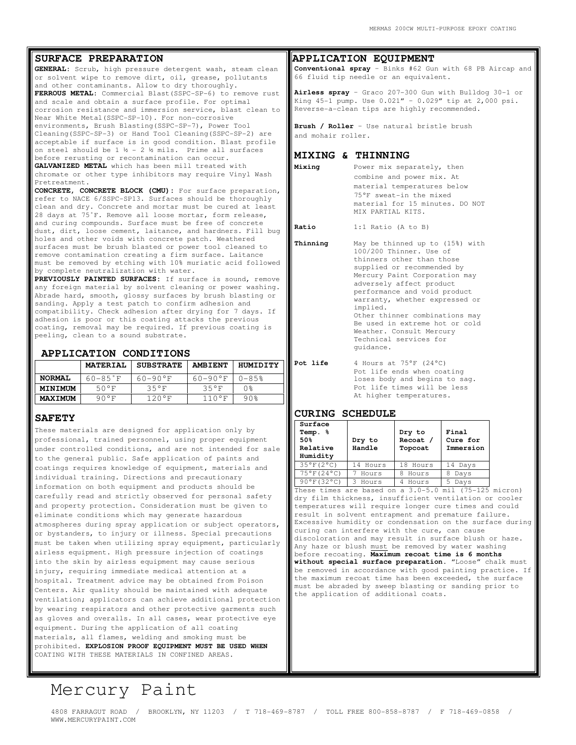## SURFACE PREPARATION

**GENERAL**: Scrub, high pressure detergent wash, steam clean or solvent wipe to remove dirt, oil, grease, pollutants and other contaminants. Allow to dry thoroughly.
**FERROUS METAL**: Commercial Blast(SSPC-SP-6) to remove rust and scale and obtain a surface profile. For optimal corrosion resistance and immersion service, blast clean to Near White Metal(SSPC-SP-10). For non-corrosive environments, Brush Blasting(SSPC-SP-7), Power Tool Cleaning(SSPC-SP-3) or Hand Tool Cleaning(SSPC-SP-2) are acceptable if surface is in good condition. Blast profile on steel should be 1 ½ - 2 ½ mils. Prime all surfaces before rerusting or recontamination can occur.
**GALVANIZED METAL** which has been mill treated with chromate or other type inhibitors may require Vinyl Wash Pretreatment.
**CONCRETE, CONCRETE BLOCK (CMU)**: For surface preparation, refer to NACE 6/SSPC-SP13. Surfaces should be thoroughly clean and dry. Concrete and mortar must be cured at least 28 days at 75˚F. Remove all loose mortar, form release, and curing compounds. Surface must be free of concrete dust, dirt, loose cement, laitance, and hardners. Fill bug holes and other voids with concrete patch. Weathered surfaces must be brush blasted or power tool cleaned to remove contamination creating a firm surface. Laitance must be removed by etching with 10% muriatic acid followed by complete neutralization with water.
**PREVIOUSLY PAINTED SURFACES**: If surface is sound, remove any foreign material by solvent cleaning or power washing. Abrade hard, smooth, glossy surfaces by brush blasting or sanding. Apply a test patch to confirm adhesion and compatibility. Check adhesion after drying for 7 days. If adhesion is poor or this coating attacks the previous coating, removal may be required. If previous coating is peeling, clean to a sound substrate.

## APPLICATION CONDITIONS

| | MATERIAL | SUBSTRATE | AMBIENT | HUMIDITY |
|---|---|---|---|---|
| **NORMAL** | 60-85˚F | 60-90°F | 60-90°F | 0-85% |
| **MINIMUM** | 50°F | 35°F | 35°F | 0% |
| **MAXIMUM** | 90°F | 120°F | 110°F | 90% |

## SAFETY

These materials are designed for application only by professional, trained personnel, using proper equipment under controlled conditions, and are not intended for sale to the general public. Safe application of paints and coatings requires knowledge of equipment, materials and individual training. Directions and precautionary information on both equipment and products should be carefully read and strictly observed for personal safety and property protection. Consideration must be given to eliminate conditions which may generate hazardous atmospheres during spray application or subject operators, or bystanders, to injury or illness. Special precautions must be taken when utilizing spray equipment, particularly airless equipment. High pressure injection of coatings into the skin by airless equipment may cause serious injury, requiring immediate medical attention at a hospital. Treatment advice may be obtained from Poison Centers. Air quality should be maintained with adequate ventilation; applicators can achieve additional protection by wearing respirators and other protective garments such as gloves and overalls. In all cases, wear protective eye equipment. During the application of all coating materials, all flames, welding and smoking must be prohibited. **EXPLOSION PROOF EQUIPMENT MUST BE USED WHEN** COATING WITH THESE MATERIALS IN CONFINED AREAS.

## APPLICATION EQUIPMENT

**Conventional spray** - Binks #62 Gun with 68 PB Aircap and 66 fluid tip needle or an equivalent.

**Airless spray** - Graco 207-300 Gun with Bulldog 30-1 or King 45-1 pump. Use 0.021" - 0.029" tip at 2,000 psi. Reverse-a-clean tips are highly recommended.

**Brush / Roller** - Use natural bristle brush and mohair roller.

## MIXING & THINNING

**Mixing** — Power mix separately, then combine and power mix. At material temperatures below 75°F sweat-in the mixed material for 15 minutes. DO NOT MIX PARTIAL KITS.

**Ratio** — 1:1 Ratio (A to B)

**Thinning** — May be thinned up to (15%) with 100/200 Thinner. Use of thinners other than those supplied or recommended by Mercury Paint Corporation may adversely affect product performance and void product warranty, whether expressed or implied. Other thinner combinations may Be used in extreme hot or cold Weather. Consult Mercury Technical services for guidance.

**Pot life** — 4 Hours at 75°F (24°C) Pot life ends when coating loses body and begins to sag. Pot life times will be less At higher temperatures.

## CURING SCHEDULE

| Surface Temp. % 50% Relative Humidity | Dry to Handle | Dry to Recoat / Topcoat | Final Cure for Immersion |
|---|---|---|---|
| 35°F(2°C) | 14 Hours | 18 Hours | 14 Days |
| 75°F(24°C) | 7 Hours | 8 Hours | 8 Days |
| 90°F(32°C) | 3 Hours | 4 Hours | 5 Days |

These times are based on a 3.0-5.0 mil (75-125 micron) dry film thickness, insufficient ventilation or cooler temperatures will require longer cure times and could result in solvent entrapment and premature failure. Excessive humidity or condensation on the surface during curing can interfere with the cure, can cause discoloration and may result in surface blush or haze. Any haze or blush must be removed by water washing before recoating. **Maximum recoat time is 6 months without special surface preparation.** "Loose" chalk must be removed in accordance with good painting practice. If the maximum recoat time has been exceeded, the surface must be abraded by sweep blasting or sanding prior to the application of additional coats.

Mercury Paint

4808 FARRAGUT ROAD / BROOKLYN, NY 11203 / T 718-469-8787 / TOLL FREE 800-858-8787 / F 718-469-0858 / WWW.MERCURYPAINT.COM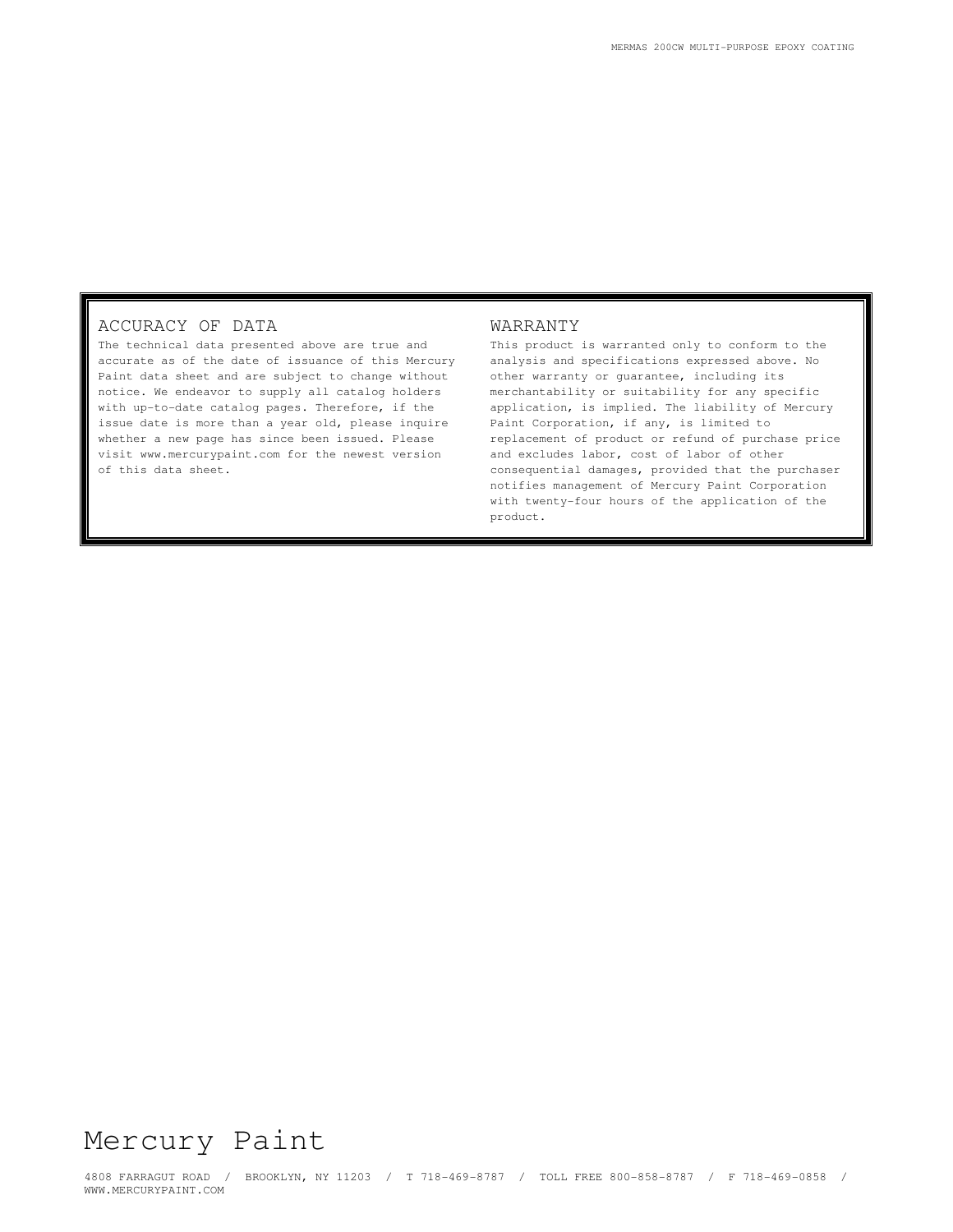## ACCURACY OF DATA

The technical data presented above are true and accurate as of the date of issuance of this Mercury Paint data sheet and are subject to change without notice. We endeavor to supply all catalog holders with up-to-date catalog pages. Therefore, if the issue date is more than a year old, please inquire whether a new page has since been issued. Please visit www.mercurypaint.com for the newest version of this data sheet.

## WARRANTY

This product is warranted only to conform to the analysis and specifications expressed above. No other warranty or guarantee, including its merchantability or suitability for any specific application, is implied. The liability of Mercury Paint Corporation, if any, is limited to replacement of product or refund of purchase price and excludes labor, cost of labor of other consequential damages, provided that the purchaser notifies management of Mercury Paint Corporation with twenty-four hours of the application of the product.

# Mercury Paint

4808 FARRAGUT ROAD / BROOKLYN, NY 11203 / T 718-469-8787 / TOLL FREE 800-858-8787 / F 718-469-0858 / WWW.MERCURYPAINT.COM